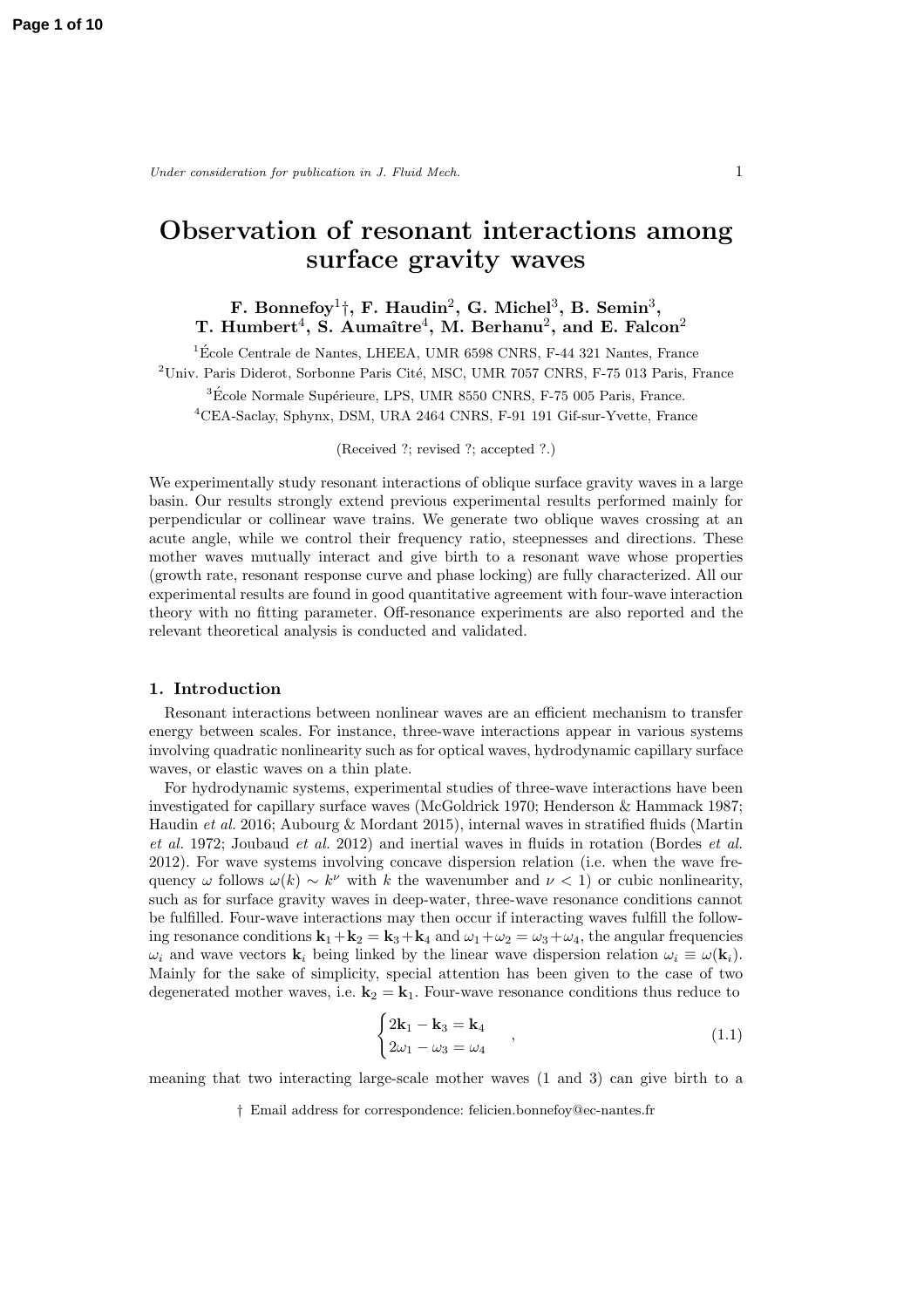*Under consideration for publication in J. Fluid Mech.*

# Observation of resonant interactions among surface gravity waves

**F. Bonnefoy[1]†, F. Haudin[2], G. Michel[3], B. Semin[3], T. Humbert[4], S. Aumaître[4], M. Berhanu[2], and E. Falcon[2]**

[1]École Centrale de Nantes, LHEEA, UMR 6598 CNRS, F-44 321 Nantes, France

[2]Univ. Paris Diderot, Sorbonne Paris Cité, MSC, UMR 7057 CNRS, F-75 013 Paris, France

[3]École Normale Supérieure, LPS, UMR 8550 CNRS, F-75 005 Paris, France.

[4]CEA-Saclay, Sphynx, DSM, URA 2464 CNRS, F-91 191 Gif-sur-Yvette, France

(Received ?; revised ?; accepted ?.)

We experimentally study resonant interactions of oblique surface gravity waves in a large basin. Our results strongly extend previous experimental results performed mainly for perpendicular or collinear wave trains. We generate two oblique waves crossing at an acute angle, while we control their frequency ratio, steepnesses and directions. These mother waves mutually interact and give birth to a resonant wave whose properties (growth rate, resonant response curve and phase locking) are fully characterized. All our experimental results are found in good quantitative agreement with four-wave interaction theory with no fitting parameter. Off-resonance experiments are also reported and the relevant theoretical analysis is conducted and validated.

## 1. Introduction

Resonant interactions between nonlinear waves are an efficient mechanism to transfer energy between scales. For instance, three-wave interactions appear in various systems involving quadratic nonlinearity such as for optical waves, hydrodynamic capillary surface waves, or elastic waves on a thin plate.

For hydrodynamic systems, experimental studies of three-wave interactions have been investigated for capillary surface waves (McGoldrick 1970; Henderson & Hammack 1987; Haudin *et al.* 2016; Aubourg & Mordant 2015), internal waves in stratified fluids (Martin *et al.* 1972; Joubaud *et al.* 2012) and inertial waves in fluids in rotation (Bordes *et al.* 2012). For wave systems involving concave dispersion relation (i.e. when the wave frequency $\omega$ follows $\omega(k) \sim k^{\nu}$ with $k$ the wavenumber and $\nu < 1$) or cubic nonlinearity, such as for surface gravity waves in deep-water, three-wave resonance conditions cannot be fulfilled. Four-wave interactions may then occur if interacting waves fulfill the following resonance conditions $\mathbf{k}_1+\mathbf{k}_2 = \mathbf{k}_3+\mathbf{k}_4$ and $\omega_1+\omega_2 = \omega_3+\omega_4$, the angular frequencies $\omega_i$ and wave vectors $\mathbf{k}_i$ being linked by the linear wave dispersion relation $\omega_i \equiv \omega(\mathbf{k}_i)$. Mainly for the sake of simplicity, special attention has been given to the case of two degenerated mother waves, i.e. $\mathbf{k}_2 = \mathbf{k}_1$. Four-wave resonance conditions thus reduce to

$$\begin{cases} 2\mathbf{k}_1 - \mathbf{k}_3 = \mathbf{k}_4 \\ 2\omega_1 - \omega_3 = \omega_4 \end{cases}, \tag{1.1}$$

meaning that two interacting large-scale mother waves (1 and 3) can give birth to a

† Email address for correspondence: felicien.bonnefoy@ec-nantes.fr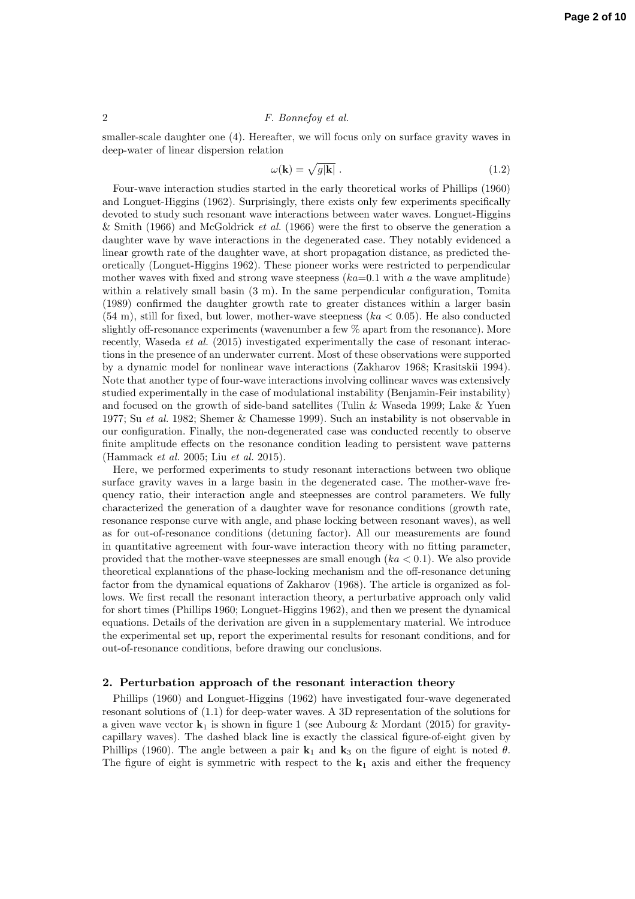smaller-scale daughter one (4). Hereafter, we will focus only on surface gravity waves in deep-water of linear dispersion relation

$$\omega(\mathbf{k}) = \sqrt{g|\mathbf{k}|}\ . \tag{1.2}$$

Four-wave interaction studies started in the early theoretical works of Phillips (1960) and Longuet-Higgins (1962). Surprisingly, there exists only few experiments specifically devoted to study such resonant wave interactions between water waves. Longuet-Higgins & Smith (1966) and McGoldrick *et al.* (1966) were the first to observe the generation a daughter wave by wave interactions in the degenerated case. They notably evidenced a linear growth rate of the daughter wave, at short propagation distance, as predicted theoretically (Longuet-Higgins 1962). These pioneer works were restricted to perpendicular mother waves with fixed and strong wave steepness ($ka$=0.1 with $a$ the wave amplitude) within a relatively small basin (3 m). In the same perpendicular configuration, Tomita (1989) confirmed the daughter growth rate to greater distances within a larger basin (54 m), still for fixed, but lower, mother-wave steepness ($ka < 0.05$). He also conducted slightly off-resonance experiments (wavenumber a few % apart from the resonance). More recently, Waseda *et al.* (2015) investigated experimentally the case of resonant interactions in the presence of an underwater current. Most of these observations were supported by a dynamic model for nonlinear wave interactions (Zakharov 1968; Krasitskii 1994). Note that another type of four-wave interactions involving collinear waves was extensively studied experimentally in the case of modulational instability (Benjamin-Feir instability) and focused on the growth of side-band satellites (Tulin & Waseda 1999; Lake & Yuen 1977; Su *et al.* 1982; Shemer & Chamesse 1999). Such an instability is not observable in our configuration. Finally, the non-degenerated case was conducted recently to observe finite amplitude effects on the resonance condition leading to persistent wave patterns (Hammack *et al.* 2005; Liu *et al.* 2015).

Here, we performed experiments to study resonant interactions between two oblique surface gravity waves in a large basin in the degenerated case. The mother-wave frequency ratio, their interaction angle and steepnesses are control parameters. We fully characterized the generation of a daughter wave for resonance conditions (growth rate, resonance response curve with angle, and phase locking between resonant waves), as well as for out-of-resonance conditions (detuning factor). All our measurements are found in quantitative agreement with four-wave interaction theory with no fitting parameter, provided that the mother-wave steepnesses are small enough ($ka < 0.1$). We also provide theoretical explanations of the phase-locking mechanism and the off-resonance detuning factor from the dynamical equations of Zakharov (1968). The article is organized as follows. We first recall the resonant interaction theory, a perturbative approach only valid for short times (Phillips 1960; Longuet-Higgins 1962), and then we present the dynamical equations. Details of the derivation are given in a supplementary material. We introduce the experimental set up, report the experimental results for resonant conditions, and for out-of-resonance conditions, before drawing our conclusions.

## 2. Perturbation approach of the resonant interaction theory

Phillips (1960) and Longuet-Higgins (1962) have investigated four-wave degenerated resonant solutions of (1.1) for deep-water waves. A 3D representation of the solutions for a given wave vector $\mathbf{k}_1$ is shown in figure 1 (see Aubourg & Mordant (2015) for gravity-capillary waves). The dashed black line is exactly the classical figure-of-eight given by Phillips (1960). The angle between a pair $\mathbf{k}_1$ and $\mathbf{k}_3$ on the figure of eight is noted $\theta$. The figure of eight is symmetric with respect to the $\mathbf{k}_1$ axis and either the frequency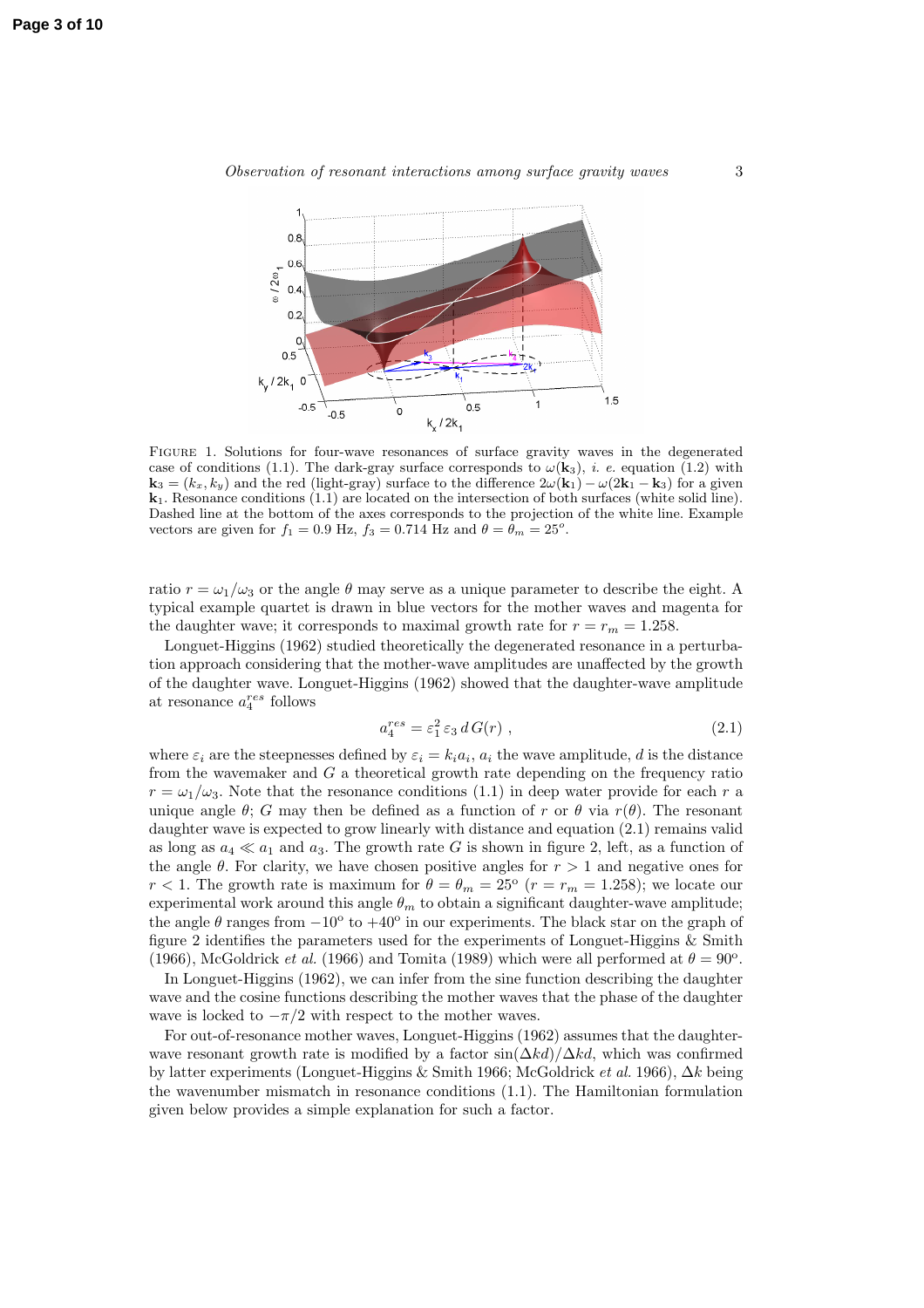1
0.8
0.6
0.4
0.2
0
$\omega / 2\omega_1$
0.5
$k_y / 2k_1$ 0
-0.5
-0.5
0
0.5
1
1.5
$k_x / 2k_1$
$k_3$
$k_1$
$k_4$
$2k_1$

FIGURE 1. Solutions for four-wave resonances of surface gravity waves in the degenerated case of conditions (1.1). The dark-gray surface corresponds to $\omega(\mathbf{k}_3)$, *i. e.* equation (1.2) with $\mathbf{k}_3 = (k_x, k_y)$ and the red (light-gray) surface to the difference $2\omega(\mathbf{k}_1) - \omega(2\mathbf{k}_1 - \mathbf{k}_3)$ for a given $\mathbf{k}_1$. Resonance conditions (1.1) are located on the intersection of both surfaces (white solid line). Dashed line at the bottom of the axes corresponds to the projection of the white line. Example vectors are given for $f_1 = 0.9$ Hz, $f_3 = 0.714$ Hz and $\theta = \theta_m = 25^o$.

ratio $r = \omega_1/\omega_3$ or the angle $\theta$ may serve as a unique parameter to describe the eight. A typical example quartet is drawn in blue vectors for the mother waves and magenta for the daughter wave; it corresponds to maximal growth rate for $r = r_m = 1.258$.

Longuet-Higgins (1962) studied theoretically the degenerated resonance in a perturbation approach considering that the mother-wave amplitudes are unaffected by the growth of the daughter wave. Longuet-Higgins (1962) showed that the daughter-wave amplitude at resonance $a_4^{res}$ follows

$$a_4^{res} = \varepsilon_1^2 \, \varepsilon_3 \, d \, G(r) \ , \tag{2.1}$$

where $\varepsilon_i$ are the steepnesses defined by $\varepsilon_i = k_i a_i$, $a_i$ the wave amplitude, $d$ is the distance from the wavemaker and $G$ a theoretical growth rate depending on the frequency ratio $r = \omega_1/\omega_3$. Note that the resonance conditions (1.1) in deep water provide for each $r$ a unique angle $\theta$; $G$ may then be defined as a function of $r$ or $\theta$ via $r(\theta)$. The resonant daughter wave is expected to grow linearly with distance and equation (2.1) remains valid as long as $a_4 \ll a_1$ and $a_3$. The growth rate $G$ is shown in figure 2, left, as a function of the angle $\theta$. For clarity, we have chosen positive angles for $r > 1$ and negative ones for $r < 1$. The growth rate is maximum for $\theta = \theta_m = 25^o$ ($r = r_m = 1.258$); we locate our experimental work around this angle $\theta_m$ to obtain a significant daughter-wave amplitude; the angle $\theta$ ranges from $-10^o$ to $+40^o$ in our experiments. The black star on the graph of figure 2 identifies the parameters used for the experiments of Longuet-Higgins & Smith (1966), McGoldrick *et al.* (1966) and Tomita (1989) which were all performed at $\theta = 90^o$.

In Longuet-Higgins (1962), we can infer from the sine function describing the daughter wave and the cosine functions describing the mother waves that the phase of the daughter wave is locked to $-\pi/2$ with respect to the mother waves.

For out-of-resonance mother waves, Longuet-Higgins (1962) assumes that the daughter-wave resonant growth rate is modified by a factor $\sin(\Delta k d)/\Delta k d$, which was confirmed by latter experiments (Longuet-Higgins & Smith 1966; McGoldrick *et al.* 1966), $\Delta k$ being the wavenumber mismatch in resonance conditions (1.1). The Hamiltonian formulation given below provides a simple explanation for such a factor.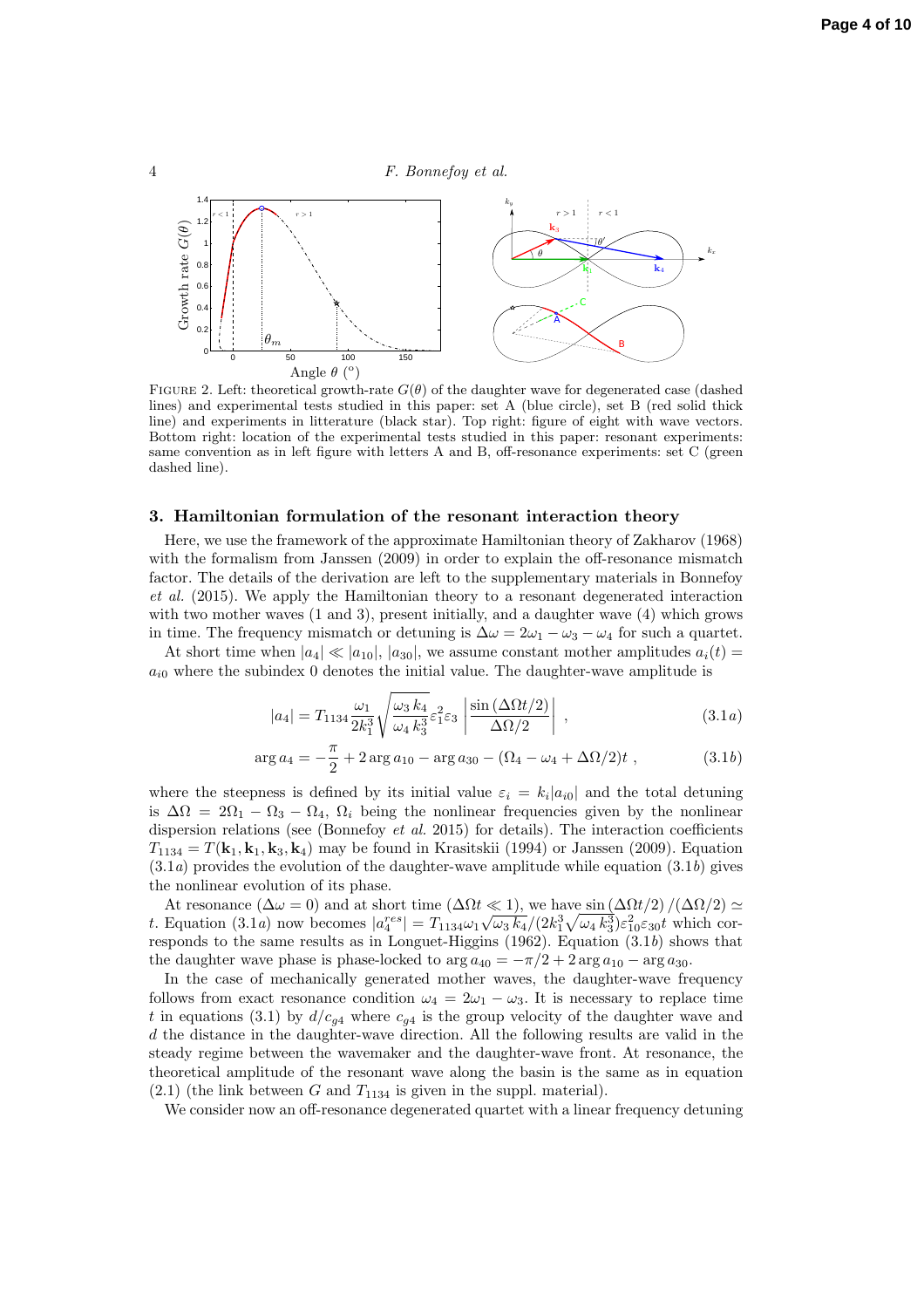Growth rate $G(\theta)$

1.4

1.2

1

0.8

0.6

0.4

0.2

0

0 50 100 150

Angle $\theta$ (°)

$r<1$ $r>1$

$\theta_m$

$k_y$ $k_x$

$r>1$ $r<1$

$\mathbf{k}_3$ $\mathbf{k}_1$ $\mathbf{k}_4$ $\theta$ $\theta'$

A B C

FIGURE 2. Left: theoretical growth-rate $G(\theta)$ of the daughter wave for degenerated case (dashed lines) and experimental tests studied in this paper: set A (blue circle), set B (red solid thick line) and experiments in litterature (black star). Top right: figure of eight with wave vectors. Bottom right: location of the experimental tests studied in this paper: resonant experiments: same convention as in left figure with letters A and B, off-resonance experiments: set C (green dashed line).

## 3. Hamiltonian formulation of the resonant interaction theory

Here, we use the framework of the approximate Hamiltonian theory of Zakharov (1968) with the formalism from Janssen (2009) in order to explain the off-resonance mismatch factor. The details of the derivation are left to the supplementary materials in Bonnefoy *et al.* (2015). We apply the Hamiltonian theory to a resonant degenerated interaction with two mother waves (1 and 3), present initially, and a daughter wave (4) which grows in time. The frequency mismatch or detuning is $\Delta\omega = 2\omega_1 - \omega_3 - \omega_4$ for such a quartet.

At short time when $|a_4| \ll |a_{10}|, |a_{30}|$, we assume constant mother amplitudes $a_i(t) = a_{i0}$ where the subindex 0 denotes the initial value. The daughter-wave amplitude is

$$|a_4| = T_{1134} \frac{\omega_1}{2k_1^3} \sqrt{\frac{\omega_3\, k_4}{\omega_4\, k_3^3}} \varepsilon_1^2 \varepsilon_3 \left| \frac{\sin\left(\Delta\Omega t/2\right)}{\Delta\Omega/2} \right| , \tag{3.1$a$}$$

$$\arg a_4 = -\frac{\pi}{2} + 2\arg a_{10} - \arg a_{30} - (\Omega_4 - \omega_4 + \Delta\Omega/2)t , \tag{3.1$b$}$$

where the steepness is defined by its initial value $\varepsilon_i = k_i|a_{i0}|$ and the total detuning is $\Delta\Omega = 2\Omega_1 - \Omega_3 - \Omega_4$, $\Omega_i$ being the nonlinear frequencies given by the nonlinear dispersion relations (see (Bonnefoy *et al.* 2015) for details). The interaction coefficients $T_{1134} = T(\mathbf{k}_1, \mathbf{k}_1, \mathbf{k}_3, \mathbf{k}_4)$ may be found in Krasitskii (1994) or Janssen (2009). Equation (3.1$a$) provides the evolution of the daughter-wave amplitude while equation (3.1$b$) gives the nonlinear evolution of its phase.

At resonance ($\Delta\omega = 0$) and at short time ($\Delta\Omega t \ll 1$), we have $\sin\left(\Delta\Omega t/2\right)/(\Delta\Omega/2) \simeq t$. Equation (3.1$a$) now becomes $|a_4^{res}| = T_{1134}\omega_1\sqrt{\omega_3\, k_4}/(2k_1^3\sqrt{\omega_4\, k_3^3})\varepsilon_{10}^2\varepsilon_{30}t$ which corresponds to the same results as in Longuet-Higgins (1962). Equation (3.1$b$) shows that the daughter wave phase is phase-locked to $\arg a_{40} = -\pi/2 + 2\arg a_{10} - \arg a_{30}$.

In the case of mechanically generated mother waves, the daughter-wave frequency follows from exact resonance condition $\omega_4 = 2\omega_1 - \omega_3$. It is necessary to replace time $t$ in equations (3.1) by $d/c_{g4}$ where $c_{g4}$ is the group velocity of the daughter wave and $d$ the distance in the daughter-wave direction. All the following results are valid in the steady regime between the wavemaker and the daughter-wave front. At resonance, the theoretical amplitude of the resonant wave along the basin is the same as in equation (2.1) (the link between $G$ and $T_{1134}$ is given in the suppl. material).

We consider now an off-resonance degenerated quartet with a linear frequency detuning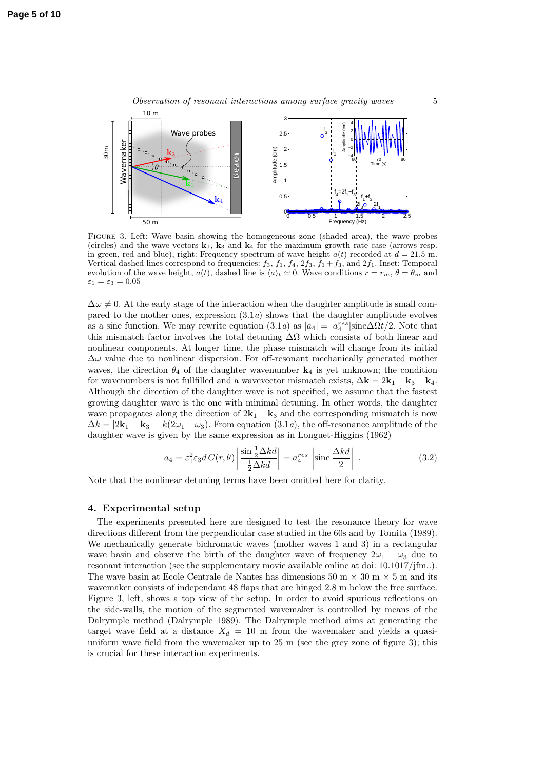10 m

30m

Wavemaker

Wave probes

$\mathbf{k}_3$

$\theta$

$\mathbf{k}_1$

$\mathbf{k}_4$

Beach

50 m

3

2.5

2

1.5

1

0.5

0

Amplitude (cm)

0 0.5 1 1.5 2 2.5

Frequency (Hz)

$f_3$

$f_1$

$f_4=2f_1-f_3$

$f_1+f_3$

$2f_3$

$2f_1$

Amplitude (cm)

4 2 0 −2 −4

60 70 80

Time (s)

Figure 3. Left: Wave basin showing the homogeneous zone (shaded area), the wave probes (circles) and the wave vectors $\mathbf{k}_1$, $\mathbf{k}_3$ and $\mathbf{k}_4$ for the maximum growth rate case (arrows resp. in green, red and blue), right: Frequency spectrum of wave height $a(t)$ recorded at $d = 21.5$ m. Vertical dashed lines correspond to frequencies: $f_3$, $f_1$, $f_4$, $2f_3$, $f_1 + f_3$, and $2f_1$. Inset: Temporal evolution of the wave height, $a(t)$, dashed line is $\langle a \rangle_t \simeq 0$. Wave conditions $r = r_m$, $\theta = \theta_m$ and $\varepsilon_1 = \varepsilon_3 = 0.05$

$\Delta\omega \neq 0$. At the early stage of the interaction when the daughter amplitude is small compared to the mother ones, expression (3.1$a$) shows that the daughter amplitude evolves as a sine function. We may rewrite equation (3.1$a$) as $|a_4| = |a_4^{res}|\text{sinc}\Delta\Omega t/2$. Note that this mismatch factor involves the total detuning $\Delta\Omega$ which consists of both linear and nonlinear components. At longer time, the phase mismatch will change from its initial $\Delta\omega$ value due to nonlinear dispersion. For off-resonant mechanically generated mother waves, the direction $\theta_4$ of the daughter wavenumber $\mathbf{k}_4$ is yet unknown; the condition for wavenumbers is not fullfilled and a wavevector mismatch exists, $\Delta\mathbf{k} = 2\mathbf{k}_1 - \mathbf{k}_3 - \mathbf{k}_4$. Although the direction of the daughter wave is not specified, we assume that the fastest growing daughter wave is the one with minimal detuning. In other words, the daughter wave propagates along the direction of $2\mathbf{k}_1 - \mathbf{k}_3$ and the corresponding mismatch is now $\Delta k = |2\mathbf{k}_1 - \mathbf{k}_3| - k(2\omega_1 - \omega_3)$. From equation (3.1$a$), the off-resonance amplitude of the daughter wave is given by the same expression as in Longuet-Higgins (1962)

$$a_4 = \varepsilon_1^2 \varepsilon_3 d\, G(r,\theta) \left| \frac{\sin \frac{1}{2}\Delta k d}{\frac{1}{2}\Delta k d} \right| = a_4^{res} \left| \text{sinc}\, \frac{\Delta k d}{2} \right| . \tag{3.2}$$

Note that the nonlinear detuning terms have been omitted here for clarity.

## 4. Experimental setup

The experiments presented here are designed to test the resonance theory for wave directions different from the perpendicular case studied in the 60s and by Tomita (1989). We mechanically generate bichromatic waves (mother waves 1 and 3) in a rectangular wave basin and observe the birth of the daughter wave of frequency $2\omega_1 - \omega_3$ due to resonant interaction (see the supplementary movie available online at doi: 10.1017/jfm..). The wave basin at Ecole Centrale de Nantes has dimensions 50 m × 30 m × 5 m and its wavemaker consists of independant 48 flaps that are hinged 2.8 m below the free surface. Figure 3, left, shows a top view of the setup. In order to avoid spurious reflections on the side-walls, the motion of the segmented wavemaker is controlled by means of the Dalrymple method (Dalrymple 1989). The Dalrymple method aims at generating the target wave field at a distance $X_d = 10$ m from the wavemaker and yields a quasi-uniform wave field from the wavemaker up to 25 m (see the grey zone of figure 3); this is crucial for these interaction experiments.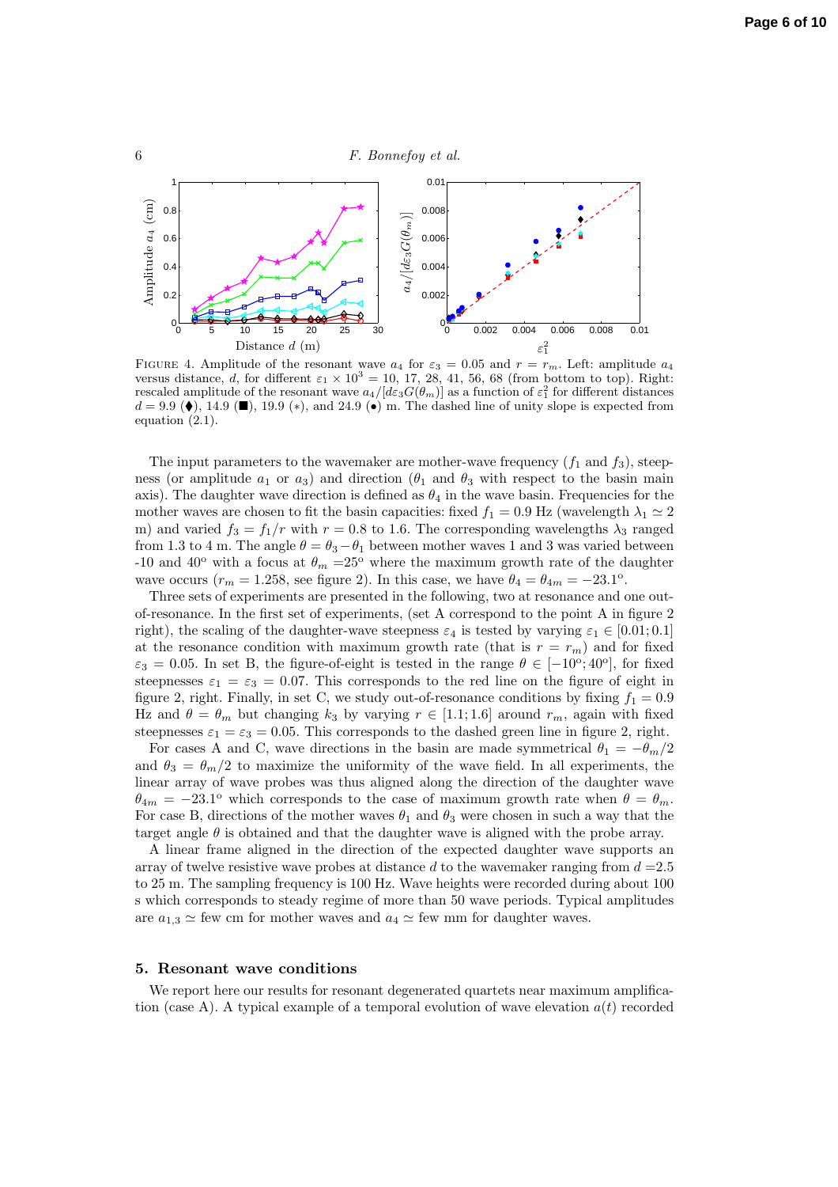FIGURE 4. Amplitude of the resonant wave $a_4$ for $\varepsilon_3 = 0.05$ and $r = r_m$. Left: amplitude $a_4$ versus distance, $d$, for different $\varepsilon_1 \times 10^3 = 10$, 17, 28, 41, 56, 68 (from bottom to top). Right: rescaled amplitude of the resonant wave $a_4/[d\varepsilon_3 G(\theta_m)]$ as a function of $\varepsilon_1^2$ for different distances $d = 9.9$ (♦), 14.9 (■), 19.9 ($*$), and 24.9 (•) m. The dashed line of unity slope is expected from equation (2.1).

The input parameters to the wavemaker are mother-wave frequency ($f_1$ and $f_3$), steepness (or amplitude $a_1$ or $a_3$) and direction ($\theta_1$ and $\theta_3$ with respect to the basin main axis). The daughter wave direction is defined as $\theta_4$ in the wave basin. Frequencies for the mother waves are chosen to fit the basin capacities: fixed $f_1 = 0.9$ Hz (wavelength $\lambda_1 \simeq 2$ m) and varied $f_3 = f_1/r$ with $r = 0.8$ to 1.6. The corresponding wavelengths $\lambda_3$ ranged from 1.3 to 4 m. The angle $\theta = \theta_3 - \theta_1$ between mother waves 1 and 3 was varied between -10 and 40$^{\text{o}}$ with a focus at $\theta_m = 25^{\text{o}}$ where the maximum growth rate of the daughter wave occurs ($r_m = 1.258$, see figure 2). In this case, we have $\theta_4 = \theta_{4m} = -23.1^{\text{o}}$.

Three sets of experiments are presented in the following, two at resonance and one out-of-resonance. In the first set of experiments, (set A correspond to the point A in figure 2 right), the scaling of the daughter-wave steepness $\varepsilon_4$ is tested by varying $\varepsilon_1 \in [0.01; 0.1]$ at the resonance condition with maximum growth rate (that is $r = r_m$) and for fixed $\varepsilon_3 = 0.05$. In set B, the figure-of-eight is tested in the range $\theta \in [-10^{\text{o}}; 40^{\text{o}}]$, for fixed steepnesses $\varepsilon_1 = \varepsilon_3 = 0.07$. This corresponds to the red line on the figure of eight in figure 2, right. Finally, in set C, we study out-of-resonance conditions by fixing $f_1 = 0.9$ Hz and $\theta = \theta_m$ but changing $k_3$ by varying $r \in [1.1; 1.6]$ around $r_m$, again with fixed steepnesses $\varepsilon_1 = \varepsilon_3 = 0.05$. This corresponds to the dashed green line in figure 2, right.

For cases A and C, wave directions in the basin are made symmetrical $\theta_1 = -\theta_m/2$ and $\theta_3 = \theta_m/2$ to maximize the uniformity of the wave field. In all experiments, the linear array of wave probes was thus aligned along the direction of the daughter wave $\theta_{4m} = -23.1^{\text{o}}$ which corresponds to the case of maximum growth rate when $\theta = \theta_m$. For case B, directions of the mother waves $\theta_1$ and $\theta_3$ were chosen in such a way that the target angle $\theta$ is obtained and that the daughter wave is aligned with the probe array.

A linear frame aligned in the direction of the expected daughter wave supports an array of twelve resistive wave probes at distance $d$ to the wavemaker ranging from $d = 2.5$ to 25 m. The sampling frequency is 100 Hz. Wave heights were recorded during about 100 s which corresponds to steady regime of more than 50 wave periods. Typical amplitudes are $a_{1,3} \simeq$ few cm for mother waves and $a_4 \simeq$ few mm for daughter waves.

## 5. Resonant wave conditions

We report here our results for resonant degenerated quartets near maximum amplification (case A). A typical example of a temporal evolution of wave elevation $a(t)$ recorded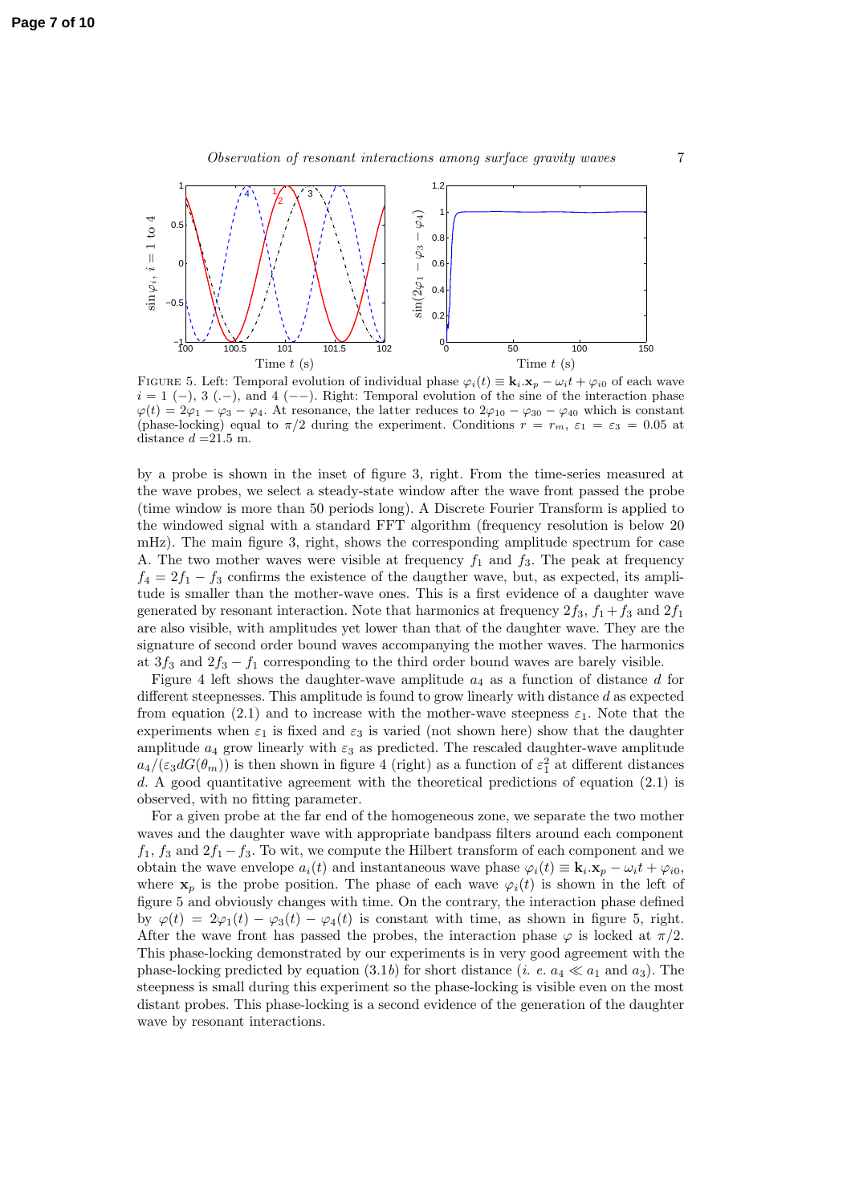Left plot: y-axis label: $\sin \varphi_i$, $i = 1$ to 4; x-axis label: Time $t$ (s); y-axis ticks: 1, 0.5, 0, −0.5, −1; x-axis ticks: 100, 100.5, 101, 101.5, 102; curve labels: 4, 1, 2, 3

Right plot: y-axis label: $\sin(2\varphi_1 - \varphi_3 - \varphi_4)$; x-axis label: Time $t$ (s); y-axis ticks: 1.2, 1, 0.8, 0.6, 0.4, 0.2, 0; x-axis ticks: 0, 50, 100, 150

FIGURE 5. Left: Temporal evolution of individual phase $\varphi_i(t) \equiv \mathbf{k}_i.\mathbf{x}_p - \omega_i t + \varphi_{i0}$ of each wave $i = 1$ (−), 3 (.−), and 4 (−−). Right: Temporal evolution of the sine of the interaction phase $\varphi(t) = 2\varphi_1 - \varphi_3 - \varphi_4$. At resonance, the latter reduces to $2\varphi_{10} - \varphi_{30} - \varphi_{40}$ which is constant (phase-locking) equal to $\pi/2$ during the experiment. Conditions $r = r_m$, $\varepsilon_1 = \varepsilon_3 = 0.05$ at distance $d$ =21.5 m.

by a probe is shown in the inset of figure 3, right. From the time-series measured at the wave probes, we select a steady-state window after the wave front passed the probe (time window is more than 50 periods long). A Discrete Fourier Transform is applied to the windowed signal with a standard FFT algorithm (frequency resolution is below 20 mHz). The main figure 3, right, shows the corresponding amplitude spectrum for case A. The two mother waves were visible at frequency $f_1$ and $f_3$. The peak at frequency $f_4 = 2f_1 - f_3$ confirms the existence of the daugther wave, but, as expected, its amplitude is smaller than the mother-wave ones. This is a first evidence of a daughter wave generated by resonant interaction. Note that harmonics at frequency $2f_3$, $f_1 + f_3$ and $2f_1$ are also visible, with amplitudes yet lower than that of the daughter wave. They are the signature of second order bound waves accompanying the mother waves. The harmonics at $3f_3$ and $2f_3 - f_1$ corresponding to the third order bound waves are barely visible.

Figure 4 left shows the daughter-wave amplitude $a_4$ as a function of distance $d$ for different steepnesses. This amplitude is found to grow linearly with distance $d$ as expected from equation (2.1) and to increase with the mother-wave steepness $\varepsilon_1$. Note that the experiments when $\varepsilon_1$ is fixed and $\varepsilon_3$ is varied (not shown here) show that the daughter amplitude $a_4$ grow linearly with $\varepsilon_3$ as predicted. The rescaled daughter-wave amplitude $a_4/(\varepsilon_3 d G(\theta_m))$ is then shown in figure 4 (right) as a function of $\varepsilon_1^2$ at different distances $d$. A good quantitative agreement with the theoretical predictions of equation (2.1) is observed, with no fitting parameter.

For a given probe at the far end of the homogeneous zone, we separate the two mother waves and the daughter wave with appropriate bandpass filters around each component $f_1$, $f_3$ and $2f_1 - f_3$. To wit, we compute the Hilbert transform of each component and we obtain the wave envelope $a_i(t)$ and instantaneous wave phase $\varphi_i(t) \equiv \mathbf{k}_i.\mathbf{x}_p - \omega_i t + \varphi_{i0}$, where $\mathbf{x}_p$ is the probe position. The phase of each wave $\varphi_i(t)$ is shown in the left of figure 5 and obviously changes with time. On the contrary, the interaction phase defined by $\varphi(t) = 2\varphi_1(t) - \varphi_3(t) - \varphi_4(t)$ is constant with time, as shown in figure 5, right. After the wave front has passed the probes, the interaction phase $\varphi$ is locked at $\pi/2$. This phase-locking demonstrated by our experiments is in very good agreement with the phase-locking predicted by equation (3.1*b*) for short distance (*i. e.* $a_4 \ll a_1$ and $a_3$). The steepness is small during this experiment so the phase-locking is visible even on the most distant probes. This phase-locking is a second evidence of the generation of the daughter wave by resonant interactions.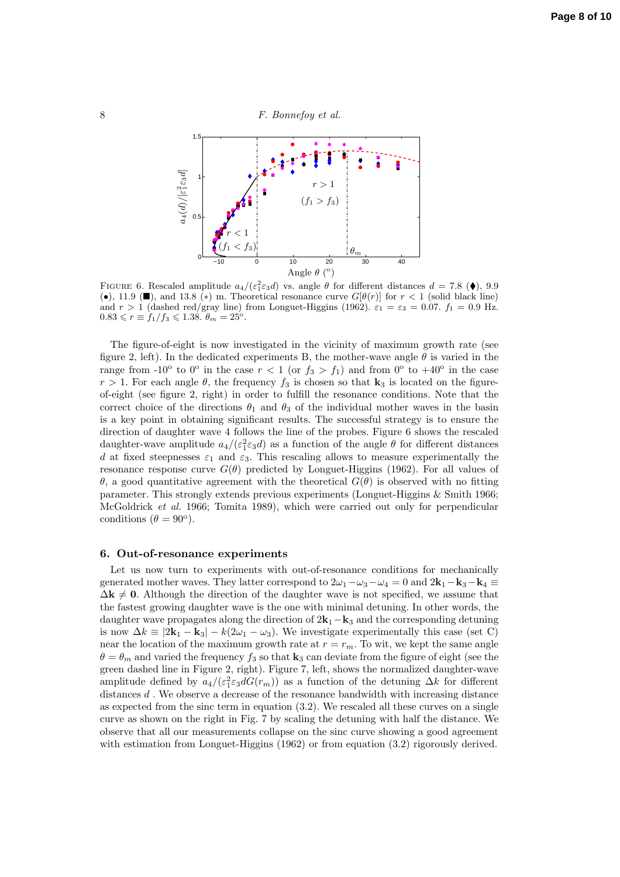FIGURE 6. Rescaled amplitude $a_4/(\varepsilon_1^2\varepsilon_3 d)$ vs. angle $\theta$ for different distances $d = 7.8$ (♦), 9.9 (•), 11.9 (■), and 13.8 ($*$) m. Theoretical resonance curve $G[\theta(r)]$ for $r < 1$ (solid black line) and $r > 1$ (dashed red/gray line) from Longuet-Higgins (1962). $\varepsilon_1 = \varepsilon_3 = 0.07$. $f_1 = 0.9$ Hz. $0.83 \leqslant r \equiv f_1/f_3 \leqslant 1.38$. $\theta_m = 25^{\rm o}$.

The figure-of-eight is now investigated in the vicinity of maximum growth rate (see figure 2, left). In the dedicated experiments B, the mother-wave angle $\theta$ is varied in the range from -10$^{\rm o}$ to 0$^{\rm o}$ in the case $r < 1$ (or $f_3 > f_1$) and from 0$^{\rm o}$ to +40$^{\rm o}$ in the case $r > 1$. For each angle $\theta$, the frequency $f_3$ is chosen so that $\mathbf{k}_3$ is located on the figure-of-eight (see figure 2, right) in order to fulfill the resonance conditions. Note that the correct choice of the directions $\theta_1$ and $\theta_3$ of the individual mother waves in the basin is a key point in obtaining significant results. The successful strategy is to ensure the direction of daughter wave 4 follows the line of the probes. Figure 6 shows the rescaled daughter-wave amplitude $a_4/(\varepsilon_1^2\varepsilon_3 d)$ as a function of the angle $\theta$ for different distances $d$ at fixed steepnesses $\varepsilon_1$ and $\varepsilon_3$. This rescaling allows to measure experimentally the resonance response curve $G(\theta)$ predicted by Longuet-Higgins (1962). For all values of $\theta$, a good quantitative agreement with the theoretical $G(\theta)$ is observed with no fitting parameter. This strongly extends previous experiments (Longuet-Higgins & Smith 1966; McGoldrick *et al.* 1966; Tomita 1989), which were carried out only for perpendicular conditions ($\theta = 90^{\rm o}$).

## 6. Out-of-resonance experiments

Let us now turn to experiments with out-of-resonance conditions for mechanically generated mother waves. They latter correspond to $2\omega_1 - \omega_3 - \omega_4 = 0$ and $2\mathbf{k}_1 - \mathbf{k}_3 - \mathbf{k}_4 \equiv \Delta\mathbf{k} \neq \mathbf{0}$. Although the direction of the daughter wave is not specified, we assume that the fastest growing daughter wave is the one with minimal detuning. In other words, the daughter wave propagates along the direction of $2\mathbf{k}_1 - \mathbf{k}_3$ and the corresponding detuning is now $\Delta k \equiv |2\mathbf{k}_1 - \mathbf{k}_3| - k(2\omega_1 - \omega_3)$. We investigate experimentally this case (set C) near the location of the maximum growth rate at $r = r_m$. To wit, we kept the same angle $\theta = \theta_m$ and varied the frequency $f_3$ so that $\mathbf{k}_3$ can deviate from the figure of eight (see the green dashed line in Figure 2, right). Figure 7, left, shows the normalized daughter-wave amplitude defined by $a_4/(\varepsilon_1^2\varepsilon_3 d G(r_m))$ as a function of the detuning $\Delta k$ for different distances $d$ . We observe a decrease of the resonance bandwidth with increasing distance as expected from the sinc term in equation (3.2). We rescaled all these curves on a single curve as shown on the right in Fig. 7 by scaling the detuning with half the distance. We observe that all our measurements collapse on the sinc curve showing a good agreement with estimation from Longuet-Higgins (1962) or from equation (3.2) rigorously derived.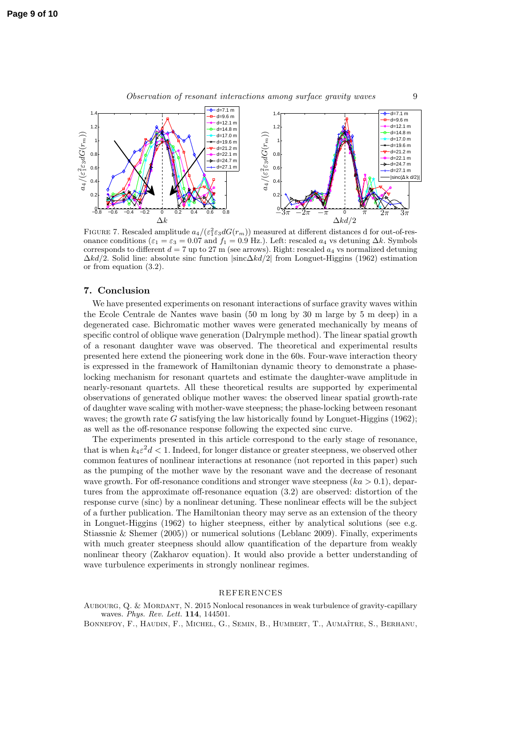$a_4/(\varepsilon_1^2\varepsilon_3 dG(r_m))$

d=7.1 m
d=9.6 m
d=12.1 m
d=14.8 m
d=17.0 m
d=19.6 m
d=21.2 m
d=22.1 m
d=24.7 m
d=27.1 m

$\Delta k$

$a_4/(\varepsilon_1^2\varepsilon_3 dG(r_m))$

d=7.1 m
d=9.6 m
d=12.1 m
d=14.8 m
d=17.0 m
d=19.6 m
d=21.2 m
d=22.1 m
d=24.7 m
d=27.1 m
|sinc(Δ k d/2)|

$\Delta kd/2$

Figure 7. Rescaled amplitude $a_4/(\varepsilon_1^2\varepsilon_3 dG(r_m))$ measured at different distances d for out-of-resonance conditions ($\varepsilon_1 = \varepsilon_3 = 0.07$ and $f_1 = 0.9$ Hz.). Left: rescaled $a_4$ vs detuning $\Delta k$. Symbols corresponds to different $d = 7$ up to 27 m (see arrows). Right: rescaled $a_4$ vs normalized detuning $\Delta kd/2$. Solid line: absolute sinc function $|\text{sinc}\Delta kd/2|$ from Longuet-Higgins (1962) estimation or from equation (3.2).

## 7. Conclusion

We have presented experiments on resonant interactions of surface gravity waves within the Ecole Centrale de Nantes wave basin (50 m long by 30 m large by 5 m deep) in a degenerated case. Bichromatic mother waves were generated mechanically by means of specific control of oblique wave generation (Dalrymple method). The linear spatial growth of a resonant daughter wave was observed. The theoretical and experimental results presented here extend the pioneering work done in the 60s. Four-wave interaction theory is expressed in the framework of Hamiltonian dynamic theory to demonstrate a phase-locking mechanism for resonant quartets and estimate the daughter-wave amplitude in nearly-resonant quartets. All these theoretical results are supported by experimental observations of generated oblique mother waves: the observed linear spatial growth-rate of daughter wave scaling with mother-wave steepness; the phase-locking between resonant waves; the growth rate $G$ satisfying the law historically found by Longuet-Higgins (1962); as well as the off-resonance response following the expected sinc curve.

The experiments presented in this article correspond to the early stage of resonance, that is when $k_4\varepsilon^2 d < 1$. Indeed, for longer distance or greater steepness, we observed other common features of nonlinear interactions at resonance (not reported in this paper) such as the pumping of the mother wave by the resonant wave and the decrease of resonant wave growth. For off-resonance conditions and stronger wave steepness ($ka > 0.1$), departures from the approximate off-resonance equation (3.2) are observed: distortion of the response curve (sinc) by a nonlinear detuning. These nonlinear effects will be the subject of a further publication. The Hamiltonian theory may serve as an extension of the theory in Longuet-Higgins (1962) to higher steepness, either by analytical solutions (see e.g. Stiassnie & Shemer (2005)) or numerical solutions (Leblanc 2009). Finally, experiments with much greater steepness should allow quantification of the departure from weakly nonlinear theory (Zakharov equation). It would also provide a better understanding of wave turbulence experiments in strongly nonlinear regimes.

## REFERENCES

Aubourg, Q. & Mordant, N. 2015 Nonlocal resonances in weak turbulence of gravity-capillary waves. *Phys. Rev. Lett.* **114**, 144501.

Bonnefoy, F., Haudin, F., Michel, G., Semin, B., Humbert, T., Aumaître, S., Berhanu,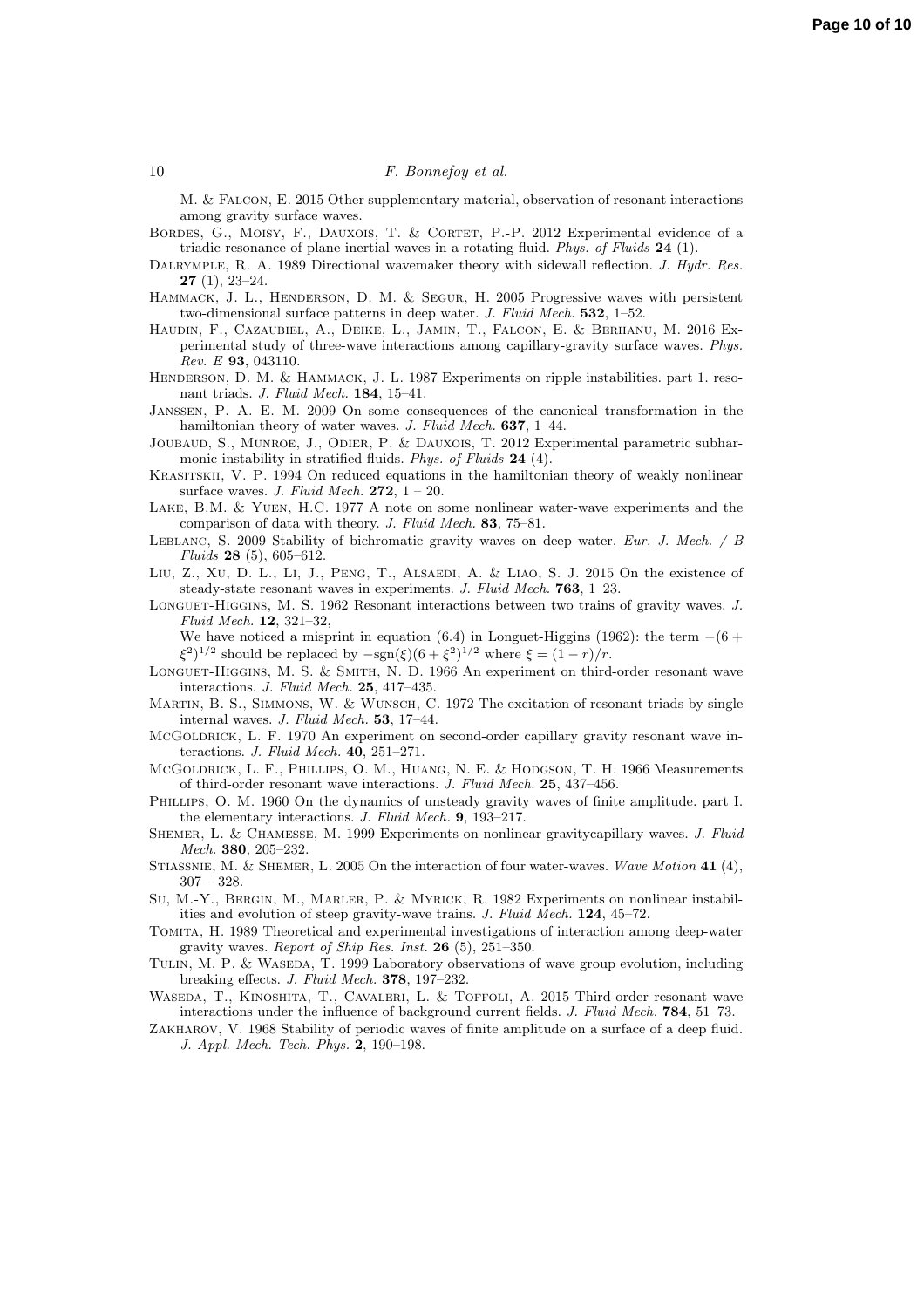M. & Falcon, E. 2015 Other supplementary material, observation of resonant interactions among gravity surface waves.

Bordes, G., Moisy, F., Dauxois, T. & Cortet, P.-P. 2012 Experimental evidence of a triadic resonance of plane inertial waves in a rotating fluid. *Phys. of Fluids* **24** (1).

Dalrymple, R. A. 1989 Directional wavemaker theory with sidewall reflection. *J. Hydr. Res.* **27** (1), 23–24.

Hammack, J. L., Henderson, D. M. & Segur, H. 2005 Progressive waves with persistent two-dimensional surface patterns in deep water. *J. Fluid Mech.* **532**, 1–52.

Haudin, F., Cazaubiel, A., Deike, L., Jamin, T., Falcon, E. & Berhanu, M. 2016 Experimental study of three-wave interactions among capillary-gravity surface waves. *Phys. Rev. E* **93**, 043110.

Henderson, D. M. & Hammack, J. L. 1987 Experiments on ripple instabilities. part 1. resonant triads. *J. Fluid Mech.* **184**, 15–41.

Janssen, P. A. E. M. 2009 On some consequences of the canonical transformation in the hamiltonian theory of water waves. *J. Fluid Mech.* **637**, 1–44.

Joubaud, S., Munroe, J., Odier, P. & Dauxois, T. 2012 Experimental parametric subharmonic instability in stratified fluids. *Phys. of Fluids* **24** (4).

Krasitskii, V. P. 1994 On reduced equations in the hamiltonian theory of weakly nonlinear surface waves. *J. Fluid Mech.* **272**, 1 – 20.

Lake, B.M. & Yuen, H.C. 1977 A note on some nonlinear water-wave experiments and the comparison of data with theory. *J. Fluid Mech.* **83**, 75–81.

Leblanc, S. 2009 Stability of bichromatic gravity waves on deep water. *Eur. J. Mech. / B Fluids* **28** (5), 605–612.

Liu, Z., Xu, D. L., Li, J., Peng, T., Alsaedi, A. & Liao, S. J. 2015 On the existence of steady-state resonant waves in experiments. *J. Fluid Mech.* **763**, 1–23.

Longuet-Higgins, M. S. 1962 Resonant interactions between two trains of gravity waves. *J. Fluid Mech.* **12**, 321–32,
We have noticed a misprint in equation (6.4) in Longuet-Higgins (1962): the term $-(6+\xi^2)^{1/2}$ should be replaced by $-\mathrm{sgn}(\xi)(6+\xi^2)^{1/2}$ where $\xi = (1-r)/r$.

Longuet-Higgins, M. S. & Smith, N. D. 1966 An experiment on third-order resonant wave interactions. *J. Fluid Mech.* **25**, 417–435.

Martin, B. S., Simmons, W. & Wunsch, C. 1972 The excitation of resonant triads by single internal waves. *J. Fluid Mech.* **53**, 17–44.

McGoldrick, L. F. 1970 An experiment on second-order capillary gravity resonant wave interactions. *J. Fluid Mech.* **40**, 251–271.

McGoldrick, L. F., Phillips, O. M., Huang, N. E. & Hodgson, T. H. 1966 Measurements of third-order resonant wave interactions. *J. Fluid Mech.* **25**, 437–456.

Phillips, O. M. 1960 On the dynamics of unsteady gravity waves of finite amplitude. part I. the elementary interactions. *J. Fluid Mech.* **9**, 193–217.

Shemer, L. & Chamesse, M. 1999 Experiments on nonlinear gravitycapillary waves. *J. Fluid Mech.* **380**, 205–232.

Stiassnie, M. & Shemer, L. 2005 On the interaction of four water-waves. *Wave Motion* **41** (4), 307 – 328.

Su, M.-Y., Bergin, M., Marler, P. & Myrick, R. 1982 Experiments on nonlinear instabilities and evolution of steep gravity-wave trains. *J. Fluid Mech.* **124**, 45–72.

Tomita, H. 1989 Theoretical and experimental investigations of interaction among deep-water gravity waves. *Report of Ship Res. Inst.* **26** (5), 251–350.

Tulin, M. P. & Waseda, T. 1999 Laboratory observations of wave group evolution, including breaking effects. *J. Fluid Mech.* **378**, 197–232.

Waseda, T., Kinoshita, T., Cavaleri, L. & Toffoli, A. 2015 Third-order resonant wave interactions under the influence of background current fields. *J. Fluid Mech.* **784**, 51–73.

Zakharov, V. 1968 Stability of periodic waves of finite amplitude on a surface of a deep fluid. *J. Appl. Mech. Tech. Phys.* **2**, 190–198.